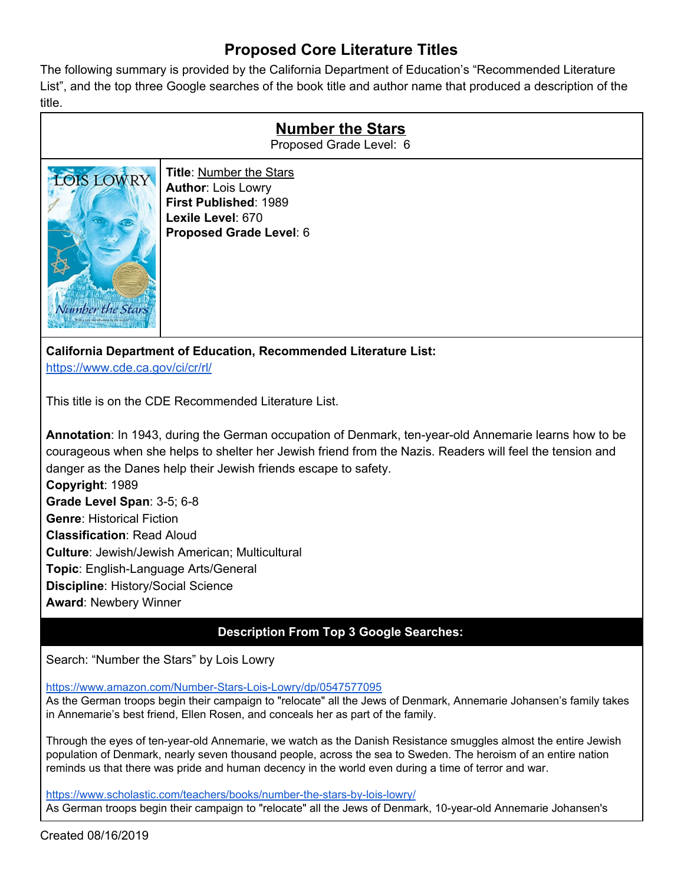# Proposed Core Literature Titles

The following summary is provided by the California Department of Education's "Recommended Literature List", and the top three Google searches of the book title and author name that produced a description of the title.

## Number the Stars

Proposed Grade Level: 6

**Title**: Number the Stars
**Author**: Lois Lowry
**First Published**: 1989
**Lexile Level**: 670
**Proposed Grade Level**: 6

**California Department of Education, Recommended Literature List:**
https://www.cde.ca.gov/ci/cr/rl/

This title is on the CDE Recommended Literature List.

**Annotation**: In 1943, during the German occupation of Denmark, ten-year-old Annemarie learns how to be courageous when she helps to shelter her Jewish friend from the Nazis. Readers will feel the tension and danger as the Danes help their Jewish friends escape to safety.
**Copyright**: 1989
**Grade Level Span**: 3-5; 6-8
**Genre**: Historical Fiction
**Classification**: Read Aloud
**Culture**: Jewish/Jewish American; Multicultural
**Topic**: English-Language Arts/General
**Discipline**: History/Social Science
**Award**: Newbery Winner

### Description From Top 3 Google Searches:

Search: "Number the Stars" by Lois Lowry

https://www.amazon.com/Number-Stars-Lois-Lowry/dp/0547577095
As the German troops begin their campaign to "relocate" all the Jews of Denmark, Annemarie Johansen's family takes in Annemarie's best friend, Ellen Rosen, and conceals her as part of the family.

Through the eyes of ten-year-old Annemarie, we watch as the Danish Resistance smuggles almost the entire Jewish population of Denmark, nearly seven thousand people, across the sea to Sweden. The heroism of an entire nation reminds us that there was pride and human decency in the world even during a time of terror and war.

https://www.scholastic.com/teachers/books/number-the-stars-by-lois-lowry/
As German troops begin their campaign to "relocate" all the Jews of Denmark, 10-year-old Annemarie Johansen's

Created 08/16/2019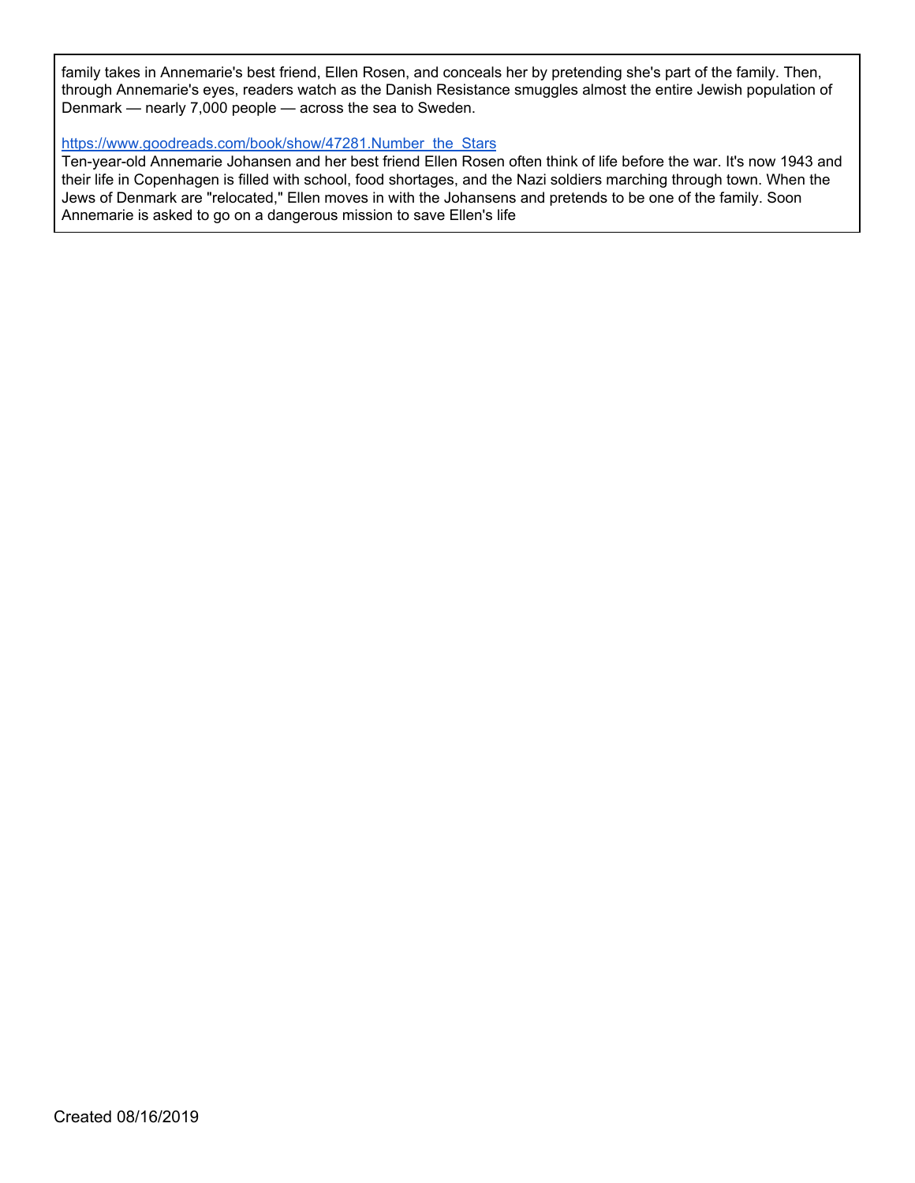family takes in Annemarie's best friend, Ellen Rosen, and conceals her by pretending she's part of the family. Then, through Annemarie's eyes, readers watch as the Danish Resistance smuggles almost the entire Jewish population of Denmark — nearly 7,000 people — across the sea to Sweden.

[https://www.goodreads.com/book/show/47281.Number_the_Stars](https://www.goodreads.com/book/show/47281.Number_the_Stars)

Ten-year-old Annemarie Johansen and her best friend Ellen Rosen often think of life before the war. It's now 1943 and their life in Copenhagen is filled with school, food shortages, and the Nazi soldiers marching through town. When the Jews of Denmark are "relocated," Ellen moves in with the Johansens and pretends to be one of the family. Soon Annemarie is asked to go on a dangerous mission to save Ellen's life

Created 08/16/2019